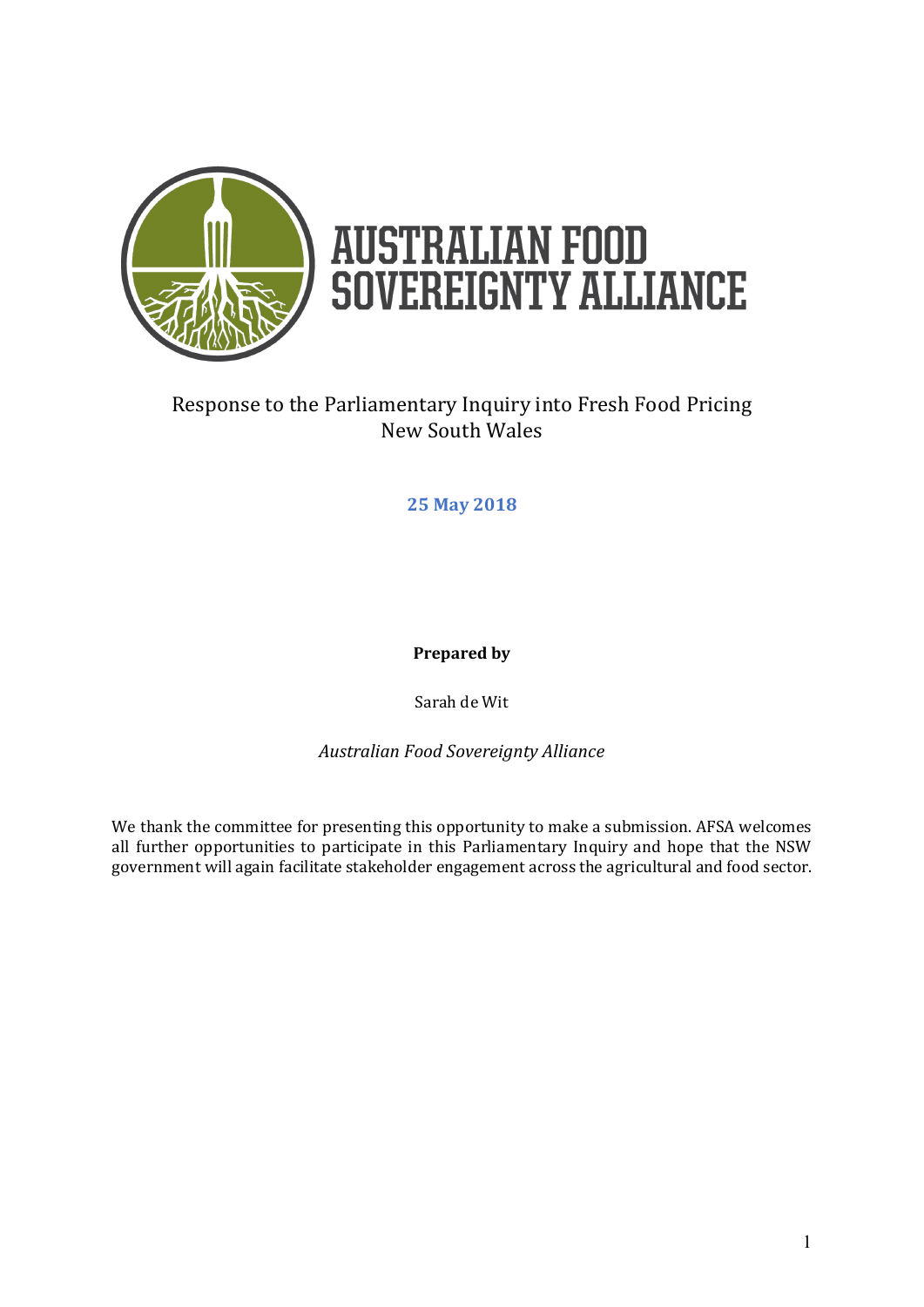# AUSTRALIAN FOOD SOVEREIGNTY ALLIANCE

Response to the Parliamentary Inquiry into Fresh Food Pricing
New South Wales

**25 May 2018**

**Prepared by**

Sarah de Wit

*Australian Food Sovereignty Alliance*

We thank the committee for presenting this opportunity to make a submission. AFSA welcomes all further opportunities to participate in this Parliamentary Inquiry and hope that the NSW government will again facilitate stakeholder engagement across the agricultural and food sector.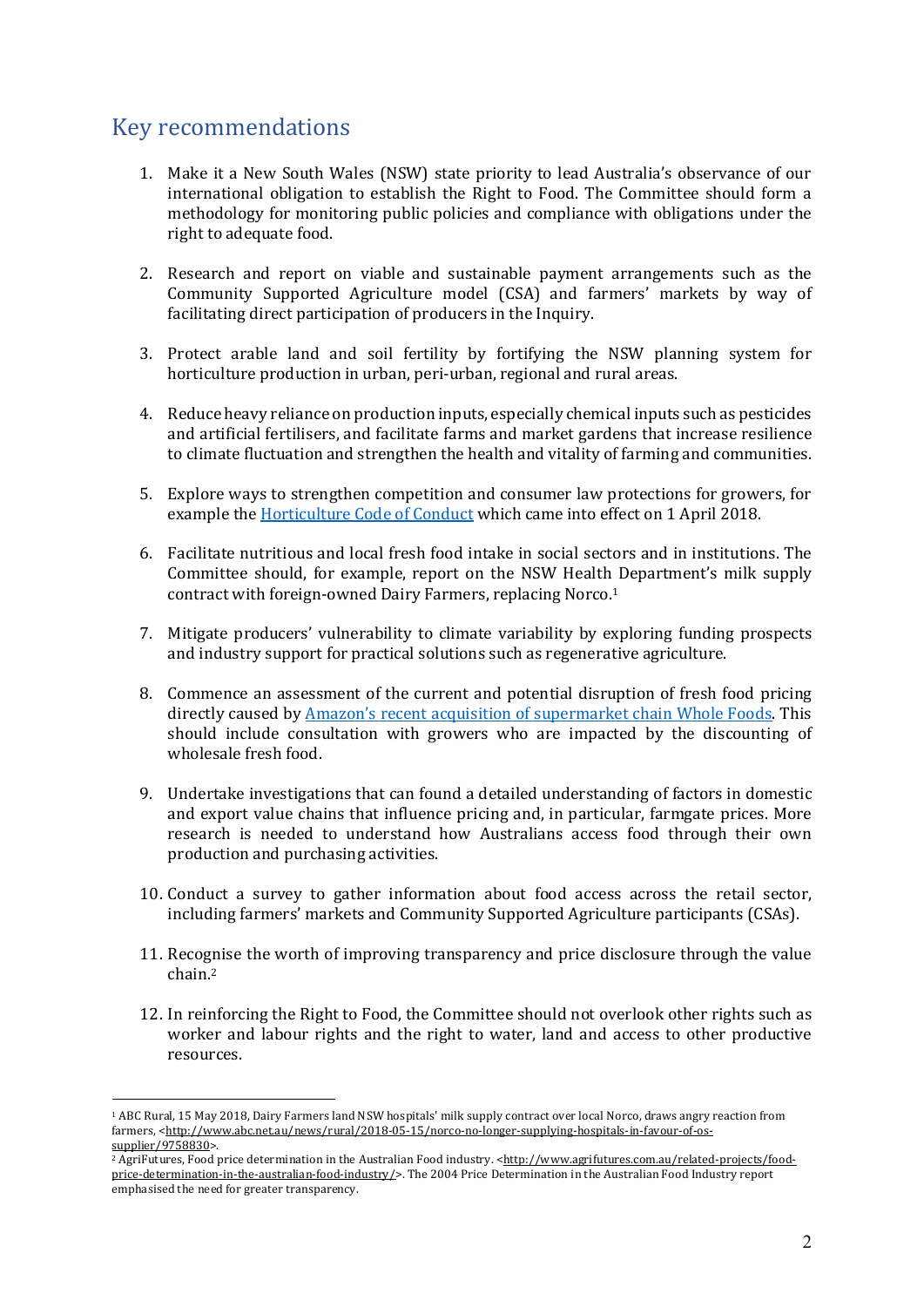## Key recommendations

1. Make it a New South Wales (NSW) state priority to lead Australia's observance of our international obligation to establish the Right to Food. The Committee should form a methodology for monitoring public policies and compliance with obligations under the right to adequate food.

2. Research and report on viable and sustainable payment arrangements such as the Community Supported Agriculture model (CSA) and farmers' markets by way of facilitating direct participation of producers in the Inquiry.

3. Protect arable land and soil fertility by fortifying the NSW planning system for horticulture production in urban, peri-urban, regional and rural areas.

4. Reduce heavy reliance on production inputs, especially chemical inputs such as pesticides and artificial fertilisers, and facilitate farms and market gardens that increase resilience to climate fluctuation and strengthen the health and vitality of farming and communities.

5. Explore ways to strengthen competition and consumer law protections for growers, for example the Horticulture Code of Conduct which came into effect on 1 April 2018.

6. Facilitate nutritious and local fresh food intake in social sectors and in institutions. The Committee should, for example, report on the NSW Health Department's milk supply contract with foreign-owned Dairy Farmers, replacing Norco.[1]

7. Mitigate producers' vulnerability to climate variability by exploring funding prospects and industry support for practical solutions such as regenerative agriculture.

8. Commence an assessment of the current and potential disruption of fresh food pricing directly caused by Amazon's recent acquisition of supermarket chain Whole Foods. This should include consultation with growers who are impacted by the discounting of wholesale fresh food.

9. Undertake investigations that can found a detailed understanding of factors in domestic and export value chains that influence pricing and, in particular, farmgate prices. More research is needed to understand how Australians access food through their own production and purchasing activities.

10. Conduct a survey to gather information about food access across the retail sector, including farmers' markets and Community Supported Agriculture participants (CSAs).

11. Recognise the worth of improving transparency and price disclosure through the value chain.[2]

12. In reinforcing the Right to Food, the Committee should not overlook other rights such as worker and labour rights and the right to water, land and access to other productive resources.

---

[1] ABC Rural, 15 May 2018, Dairy Farmers land NSW hospitals' milk supply contract over local Norco, draws angry reaction from farmers, <http://www.abc.net.au/news/rural/2018-05-15/norco-no-longer-supplying-hospitals-in-favour-of-os-supplier/9758830>.

[2] AgriFutures, Food price determination in the Australian Food industry. <http://www.agrifutures.com.au/related-projects/food-price-determination-in-the-australian-food-industry/>. The 2004 Price Determination in the Australian Food Industry report emphasised the need for greater transparency.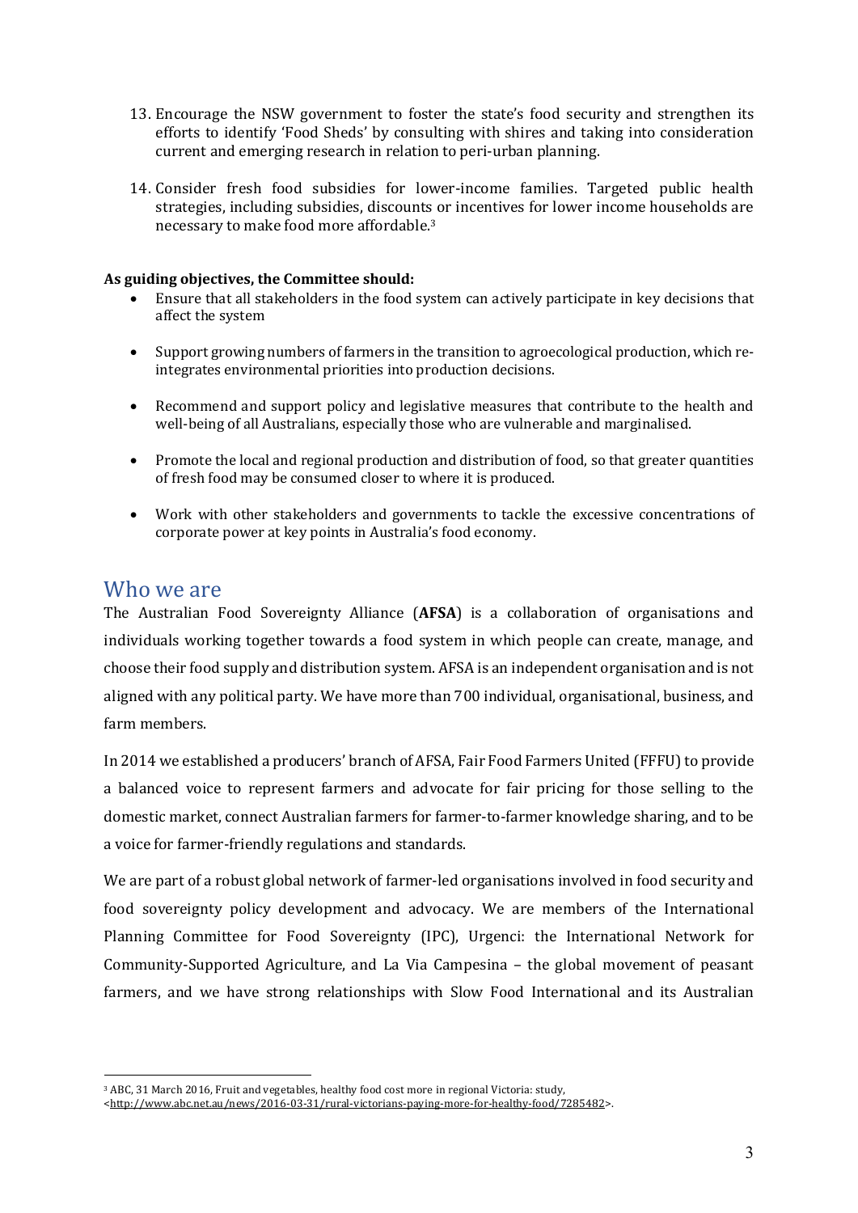13. Encourage the NSW government to foster the state's food security and strengthen its efforts to identify 'Food Sheds' by consulting with shires and taking into consideration current and emerging research in relation to peri-urban planning.

14. Consider fresh food subsidies for lower-income families. Targeted public health strategies, including subsidies, discounts or incentives for lower income households are necessary to make food more affordable.[3]

**As guiding objectives, the Committee should:**

- Ensure that all stakeholders in the food system can actively participate in key decisions that affect the system

- Support growing numbers of farmers in the transition to agroecological production, which re-integrates environmental priorities into production decisions.

- Recommend and support policy and legislative measures that contribute to the health and well-being of all Australians, especially those who are vulnerable and marginalised.

- Promote the local and regional production and distribution of food, so that greater quantities of fresh food may be consumed closer to where it is produced.

- Work with other stakeholders and governments to tackle the excessive concentrations of corporate power at key points in Australia's food economy.

## Who we are

The Australian Food Sovereignty Alliance (**AFSA**) is a collaboration of organisations and individuals working together towards a food system in which people can create, manage, and choose their food supply and distribution system. AFSA is an independent organisation and is not aligned with any political party. We have more than 700 individual, organisational, business, and farm members.

In 2014 we established a producers' branch of AFSA, Fair Food Farmers United (FFFU) to provide a balanced voice to represent farmers and advocate for fair pricing for those selling to the domestic market, connect Australian farmers for farmer-to-farmer knowledge sharing, and to be a voice for farmer-friendly regulations and standards.

We are part of a robust global network of farmer-led organisations involved in food security and food sovereignty policy development and advocacy. We are members of the International Planning Committee for Food Sovereignty (IPC), Urgenci: the International Network for Community-Supported Agriculture, and La Via Campesina – the global movement of peasant farmers, and we have strong relationships with Slow Food International and its Australian

[3] ABC, 31 March 2016, Fruit and vegetables, healthy food cost more in regional Victoria: study, <http://www.abc.net.au/news/2016-03-31/rural-victorians-paying-more-for-healthy-food/7285482>.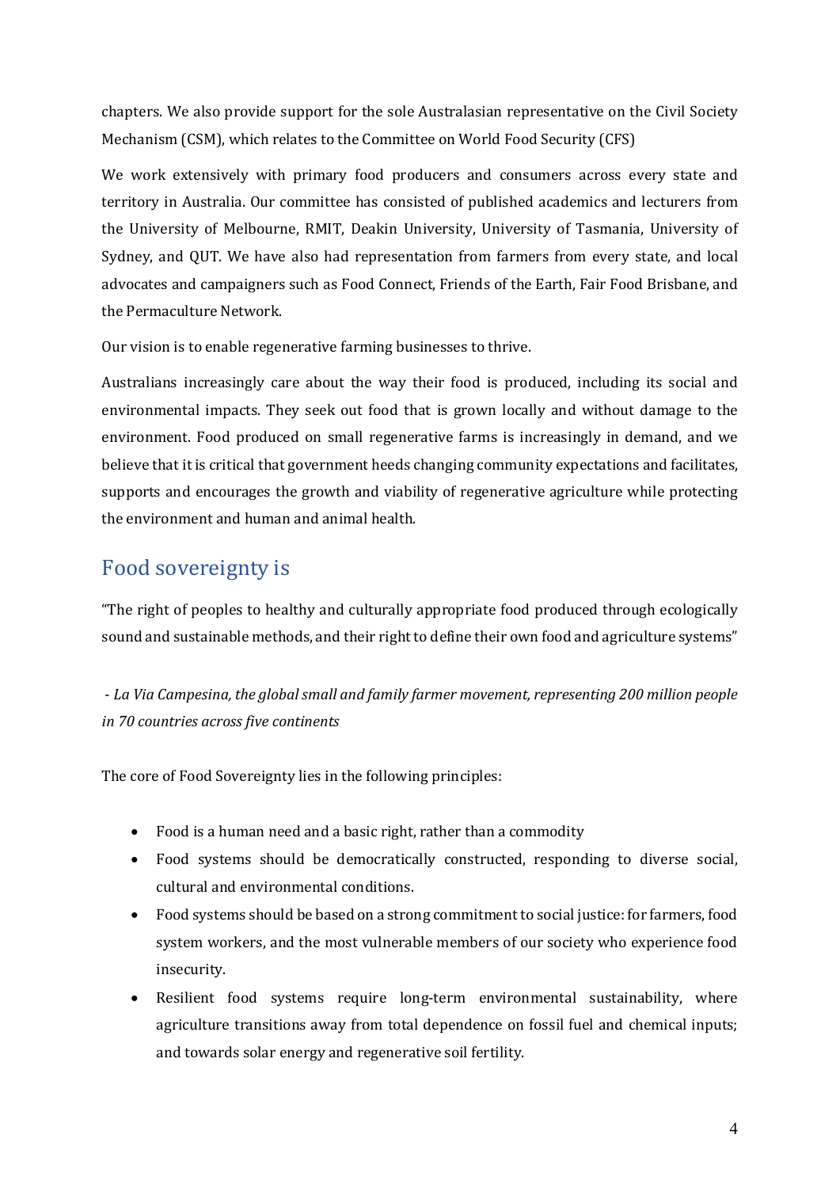chapters. We also provide support for the sole Australasian representative on the Civil Society Mechanism (CSM), which relates to the Committee on World Food Security (CFS)

We work extensively with primary food producers and consumers across every state and territory in Australia. Our committee has consisted of published academics and lecturers from the University of Melbourne, RMIT, Deakin University, University of Tasmania, University of Sydney, and QUT. We have also had representation from farmers from every state, and local advocates and campaigners such as Food Connect, Friends of the Earth, Fair Food Brisbane, and the Permaculture Network.

Our vision is to enable regenerative farming businesses to thrive.

Australians increasingly care about the way their food is produced, including its social and environmental impacts. They seek out food that is grown locally and without damage to the environment. Food produced on small regenerative farms is increasingly in demand, and we believe that it is critical that government heeds changing community expectations and facilitates, supports and encourages the growth and viability of regenerative agriculture while protecting the environment and human and animal health.

## Food sovereignty is

"The right of peoples to healthy and culturally appropriate food produced through ecologically sound and sustainable methods, and their right to define their own food and agriculture systems"

*- La Via Campesina, the global small and family farmer movement, representing 200 million people in 70 countries across five continents*

The core of Food Sovereignty lies in the following principles:

- Food is a human need and a basic right, rather than a commodity
- Food systems should be democratically constructed, responding to diverse social, cultural and environmental conditions.
- Food systems should be based on a strong commitment to social justice: for farmers, food system workers, and the most vulnerable members of our society who experience food insecurity.
- Resilient food systems require long-term environmental sustainability, where agriculture transitions away from total dependence on fossil fuel and chemical inputs; and towards solar energy and regenerative soil fertility.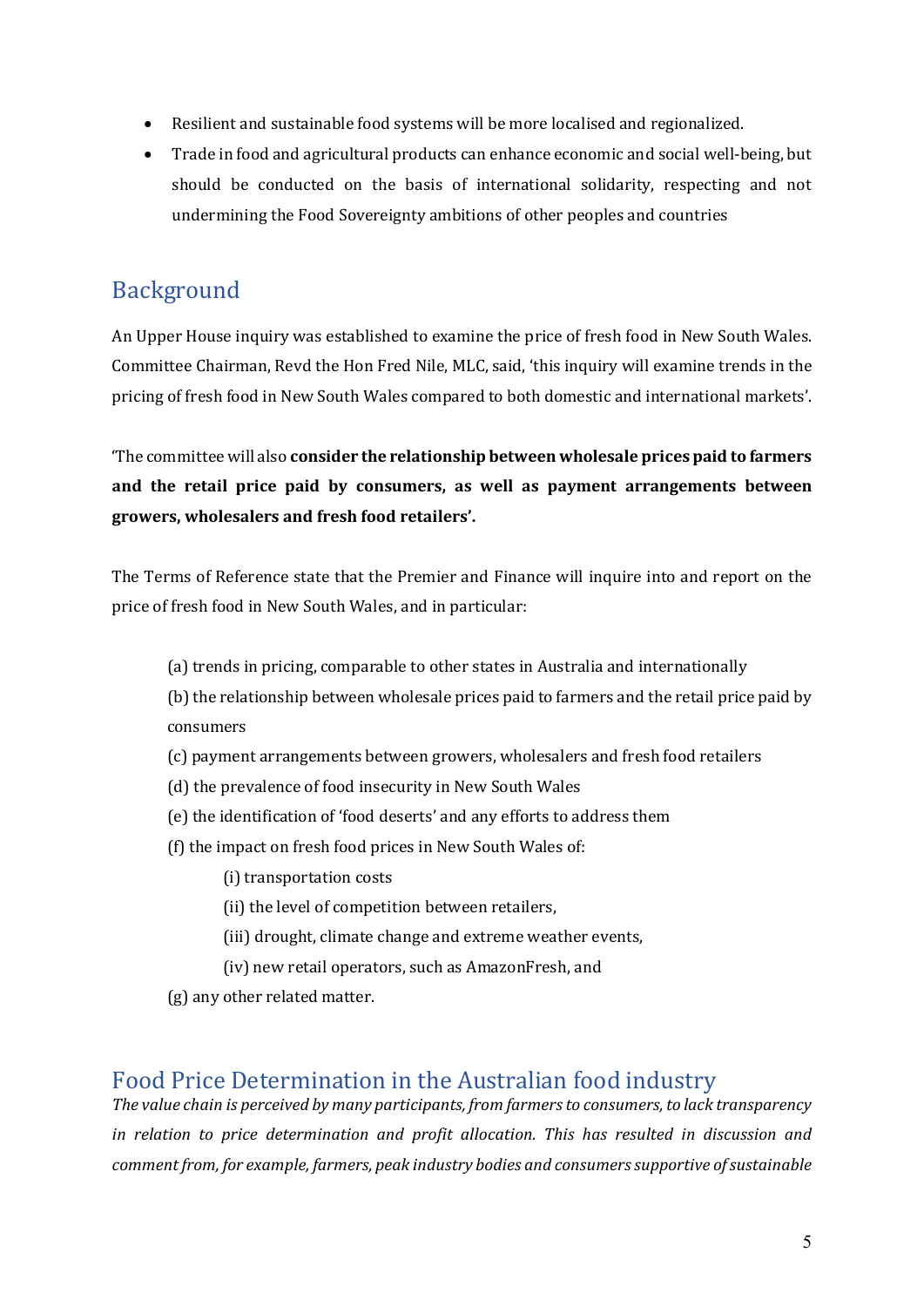- Resilient and sustainable food systems will be more localised and regionalized.
- Trade in food and agricultural products can enhance economic and social well-being, but should be conducted on the basis of international solidarity, respecting and not undermining the Food Sovereignty ambitions of other peoples and countries

## Background

An Upper House inquiry was established to examine the price of fresh food in New South Wales. Committee Chairman, Revd the Hon Fred Nile, MLC, said, 'this inquiry will examine trends in the pricing of fresh food in New South Wales compared to both domestic and international markets'.

'The committee will also **consider the relationship between wholesale prices paid to farmers and the retail price paid by consumers, as well as payment arrangements between growers, wholesalers and fresh food retailers'.**

The Terms of Reference state that the Premier and Finance will inquire into and report on the price of fresh food in New South Wales, and in particular:

(a) trends in pricing, comparable to other states in Australia and internationally

(b) the relationship between wholesale prices paid to farmers and the retail price paid by consumers

(c) payment arrangements between growers, wholesalers and fresh food retailers

(d) the prevalence of food insecurity in New South Wales

(e) the identification of 'food deserts' and any efforts to address them

(f) the impact on fresh food prices in New South Wales of:

(i) transportation costs

(ii) the level of competition between retailers,

(iii) drought, climate change and extreme weather events,

(iv) new retail operators, such as AmazonFresh, and

(g) any other related matter.

## Food Price Determination in the Australian food industry

*The value chain is perceived by many participants, from farmers to consumers, to lack transparency in relation to price determination and profit allocation. This has resulted in discussion and comment from, for example, farmers, peak industry bodies and consumers supportive of sustainable*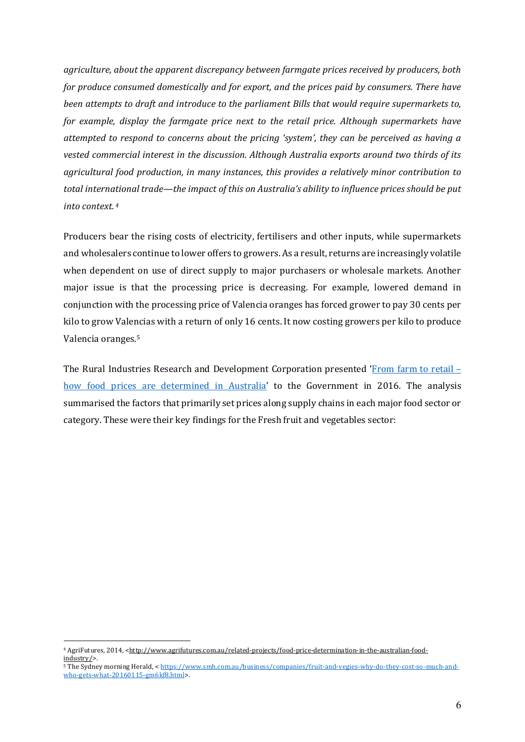*agriculture, about the apparent discrepancy between farmgate prices received by producers, both for produce consumed domestically and for export, and the prices paid by consumers. There have been attempts to draft and introduce to the parliament Bills that would require supermarkets to, for example, display the farmgate price next to the retail price. Although supermarkets have attempted to respond to concerns about the pricing 'system', they can be perceived as having a vested commercial interest in the discussion. Although Australia exports around two thirds of its agricultural food production, in many instances, this provides a relatively minor contribution to total international trade—the impact of this on Australia's ability to influence prices should be put into context.* [4]

Producers bear the rising costs of electricity, fertilisers and other inputs, while supermarkets and wholesalers continue to lower offers to growers. As a result, returns are increasingly volatile when dependent on use of direct supply to major purchasers or wholesale markets. Another major issue is that the processing price is decreasing. For example, lowered demand in conjunction with the processing price of Valencia oranges has forced grower to pay 30 cents per kilo to grow Valencias with a return of only 16 cents. It now costing growers per kilo to produce Valencia oranges.[5]

The Rural Industries Research and Development Corporation presented '[From farm to retail – how food prices are determined in Australia]' to the Government in 2016. The analysis summarised the factors that primarily set prices along supply chains in each major food sector or category. These were their key findings for the Fresh fruit and vegetables sector:

---

[4] AgriFutures, 2014, <http://www.agrifutures.com.au/related-projects/food-price-determination-in-the-australian-food-industry/>.

[5] The Sydney morning Herald, < https://www.smh.com.au/business/companies/fruit-and-vegies-why-do-they-cost-so-much-and-who-gets-what-20160115-gm6kf8.html>.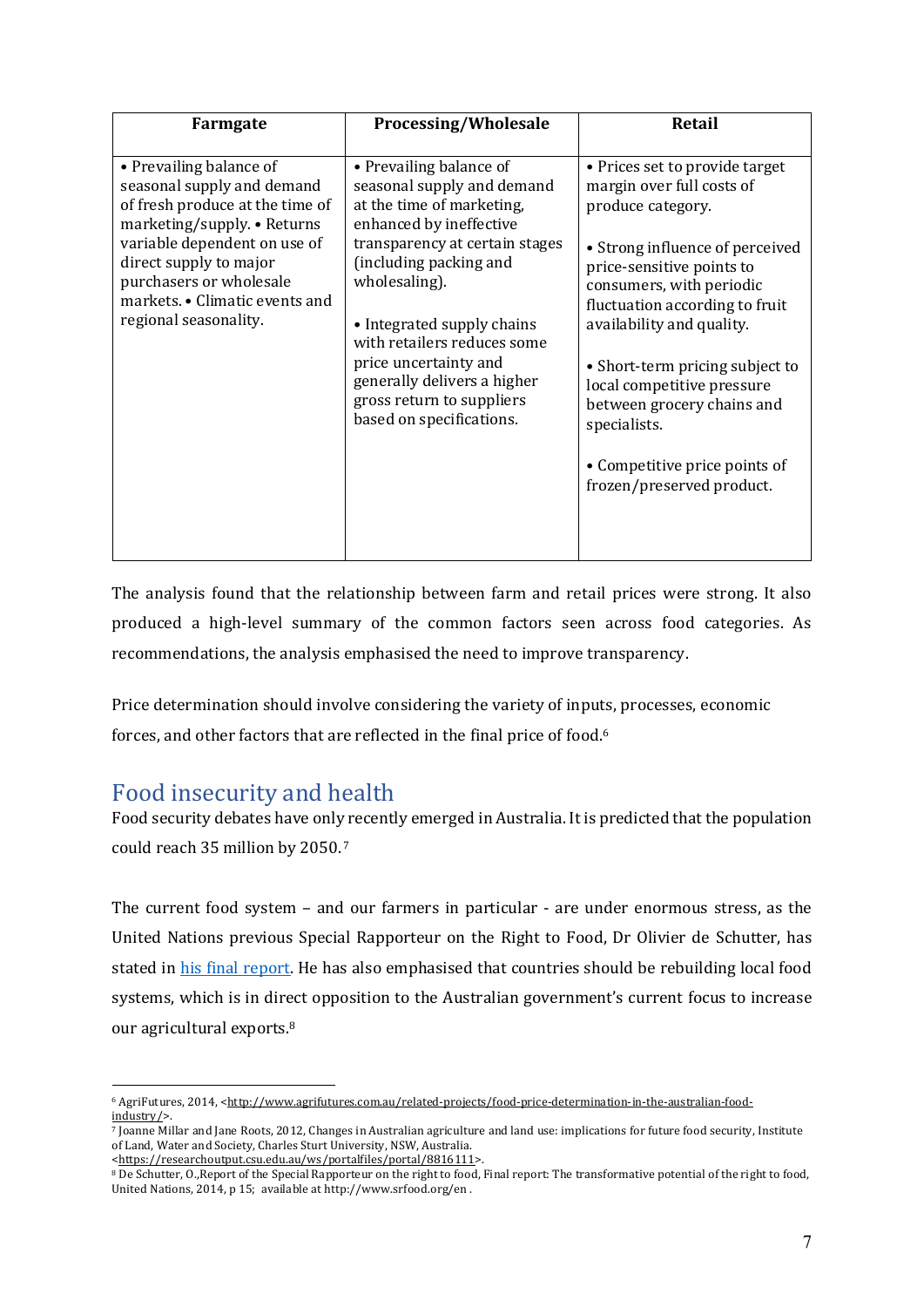| Farmgate | Processing/Wholesale | Retail |
| --- | --- | --- |
| • Prevailing balance of seasonal supply and demand of fresh produce at the time of marketing/supply. • Returns variable dependent on use of direct supply to major purchasers or wholesale markets. • Climatic events and regional seasonality. | • Prevailing balance of seasonal supply and demand at the time of marketing, enhanced by ineffective transparency at certain stages (including packing and wholesaling).<br><br>• Integrated supply chains with retailers reduces some price uncertainty and generally delivers a higher gross return to suppliers based on specifications. | • Prices set to provide target margin over full costs of produce category.<br><br>• Strong influence of perceived price-sensitive points to consumers, with periodic fluctuation according to fruit availability and quality.<br><br>• Short-term pricing subject to local competitive pressure between grocery chains and specialists.<br><br>• Competitive price points of frozen/preserved product. |

The analysis found that the relationship between farm and retail prices were strong. It also produced a high-level summary of the common factors seen across food categories. As recommendations, the analysis emphasised the need to improve transparency.

Price determination should involve considering the variety of inputs, processes, economic forces, and other factors that are reflected in the final price of food.[6]

## Food insecurity and health

Food security debates have only recently emerged in Australia. It is predicted that the population could reach 35 million by 2050.[7]

The current food system – and our farmers in particular - are under enormous stress, as the United Nations previous Special Rapporteur on the Right to Food, Dr Olivier de Schutter, has stated in [his final report](http://www.srfood.org/en). He has also emphasised that countries should be rebuilding local food systems, which is in direct opposition to the Australian government's current focus to increase our agricultural exports.[8]

---

[6] AgriFutures, 2014, <http://www.agrifutures.com.au/related-projects/food-price-determination-in-the-australian-food-industry/>.

[7] Joanne Millar and Jane Roots, 2012, Changes in Australian agriculture and land use: implications for future food security, Institute of Land, Water and Society, Charles Sturt University, NSW, Australia. <https://researchoutput.csu.edu.au/ws/portalfiles/portal/8816111>.

[8] De Schutter, O.,Report of the Special Rapporteur on the right to food, Final report: The transformative potential of the right to food, United Nations, 2014, p 15; available at http://www.srfood.org/en .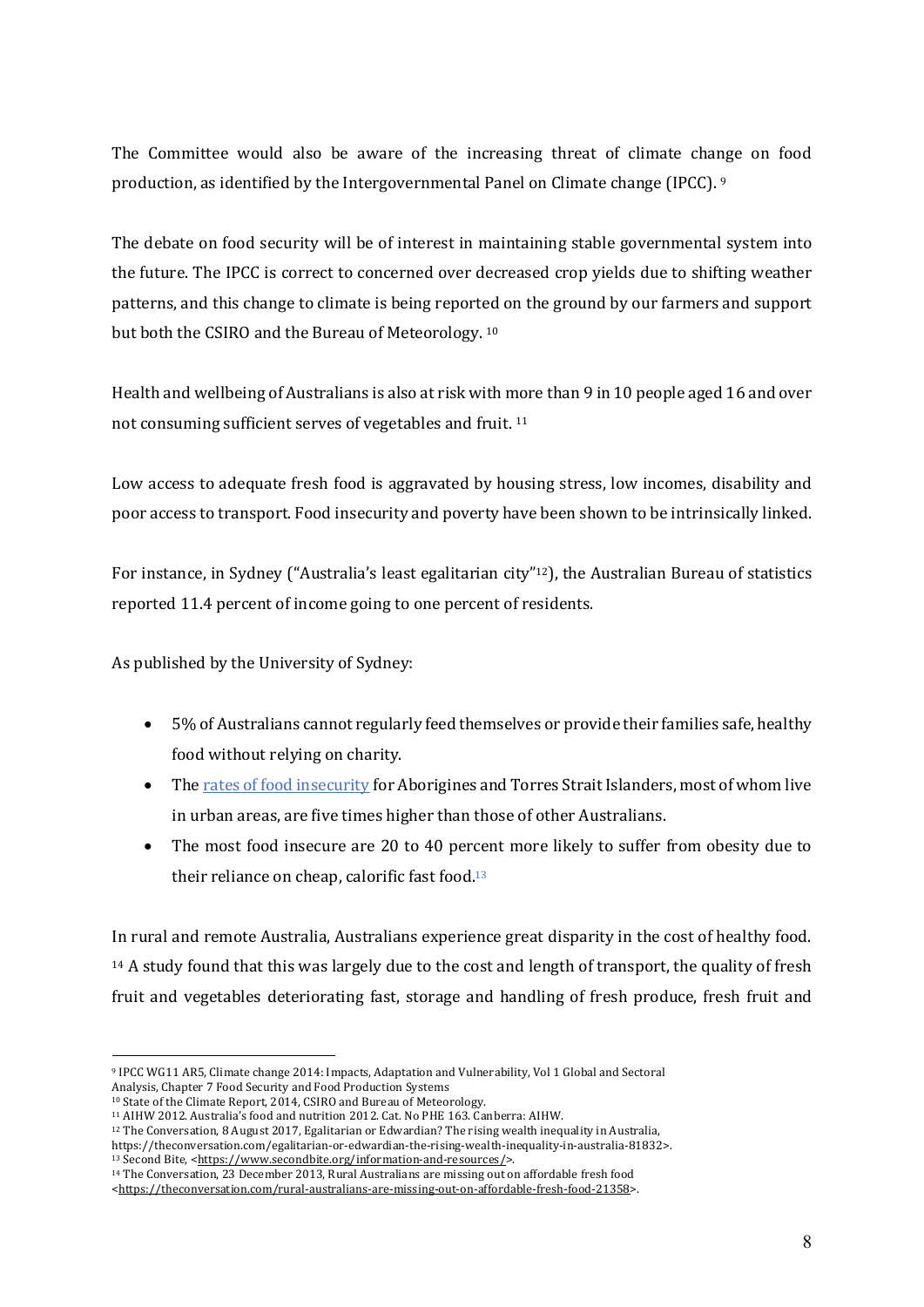The Committee would also be aware of the increasing threat of climate change on food production, as identified by the Intergovernmental Panel on Climate change (IPCC). [9]

The debate on food security will be of interest in maintaining stable governmental system into the future. The IPCC is correct to concerned over decreased crop yields due to shifting weather patterns, and this change to climate is being reported on the ground by our farmers and support but both the CSIRO and the Bureau of Meteorology. [10]

Health and wellbeing of Australians is also at risk with more than 9 in 10 people aged 16 and over not consuming sufficient serves of vegetables and fruit. [11]

Low access to adequate fresh food is aggravated by housing stress, low incomes, disability and poor access to transport. Food insecurity and poverty have been shown to be intrinsically linked.

For instance, in Sydney ("Australia's least egalitarian city"[12]), the Australian Bureau of statistics reported 11.4 percent of income going to one percent of residents.

As published by the University of Sydney:

- 5% of Australians cannot regularly feed themselves or provide their families safe, healthy food without relying on charity.
- The rates of food insecurity for Aborigines and Torres Strait Islanders, most of whom live in urban areas, are five times higher than those of other Australians.
- The most food insecure are 20 to 40 percent more likely to suffer from obesity due to their reliance on cheap, calorific fast food.[13]

In rural and remote Australia, Australians experience great disparity in the cost of healthy food. [14] A study found that this was largely due to the cost and length of transport, the quality of fresh fruit and vegetables deteriorating fast, storage and handling of fresh produce, fresh fruit and

---

[9] IPCC WG11 AR5, Climate change 2014: Impacts, Adaptation and Vulnerability, Vol 1 Global and Sectoral Analysis, Chapter 7 Food Security and Food Production Systems

[10] State of the Climate Report, 2014, CSIRO and Bureau of Meteorology.

[11] AIHW 2012. Australia's food and nutrition 2012. Cat. No PHE 163. Canberra: AIHW.

[12] The Conversation, 8 August 2017, Egalitarian or Edwardian? The rising wealth inequality in Australia, https://theconversation.com/egalitarian-or-edwardian-the-rising-wealth-inequality-in-australia-81832>.

[13] Second Bite, <https://www.secondbite.org/information-and-resources/>.

[14] The Conversation, 23 December 2013, Rural Australians are missing out on affordable fresh food <https://theconversation.com/rural-australians-are-missing-out-on-affordable-fresh-food-21358>.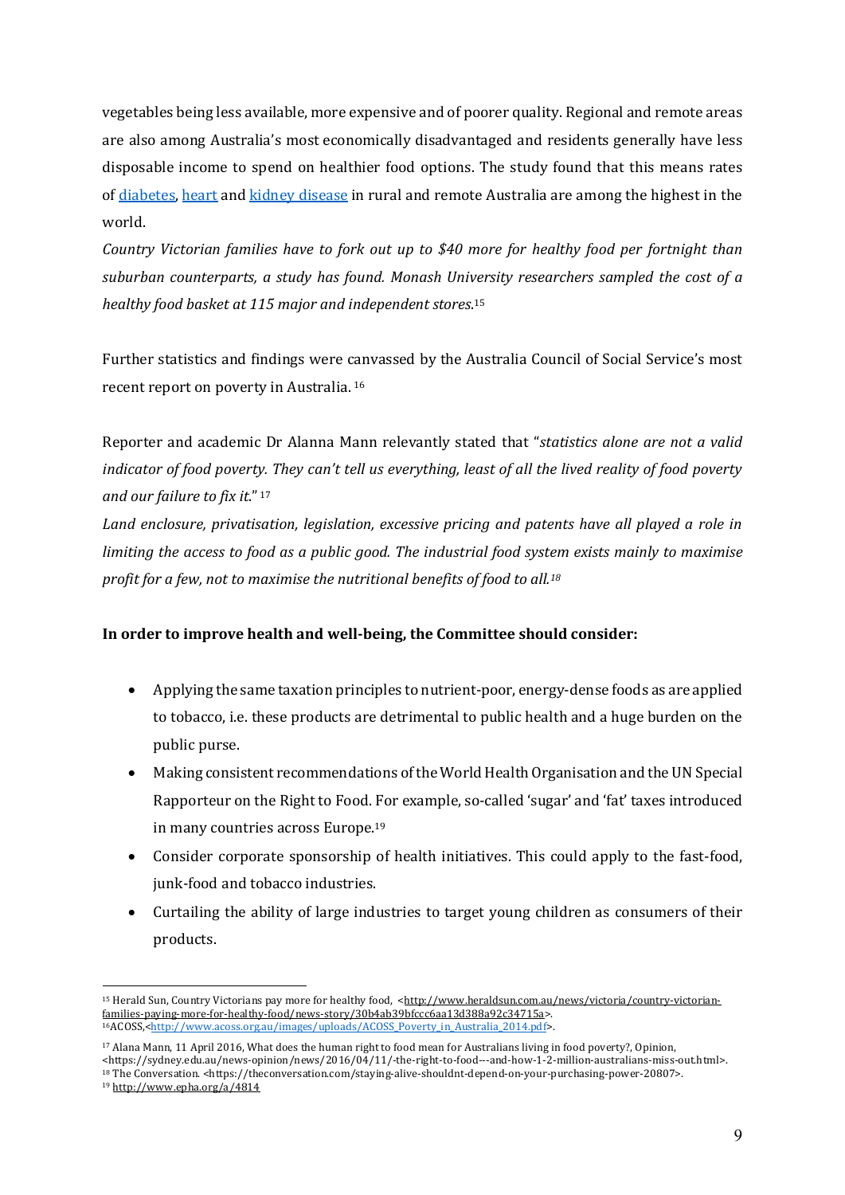vegetables being less available, more expensive and of poorer quality. Regional and remote areas are also among Australia's most economically disadvantaged and residents generally have less disposable income to spend on healthier food options. The study found that this means rates of [diabetes](), [heart]() and [kidney disease]() in rural and remote Australia are among the highest in the world.

*Country Victorian families have to fork out up to $40 more for healthy food per fortnight than suburban counterparts, a study has found. Monash University researchers sampled the cost of a healthy food basket at 115 major and independent stores.*[15]

Further statistics and findings were canvassed by the Australia Council of Social Service's most recent report on poverty in Australia. [16]

Reporter and academic Dr Alanna Mann relevantly stated that "*statistics alone are not a valid indicator of food poverty. They can't tell us everything, least of all the lived reality of food poverty and our failure to fix it.*" [17]

*Land enclosure, privatisation, legislation, excessive pricing and patents have all played a role in limiting the access to food as a public good. The industrial food system exists mainly to maximise profit for a few, not to maximise the nutritional benefits of food to all.*[18]

**In order to improve health and well-being, the Committee should consider:**

- Applying the same taxation principles to nutrient-poor, energy-dense foods as are applied to tobacco, i.e. these products are detrimental to public health and a huge burden on the public purse.
- Making consistent recommendations of the World Health Organisation and the UN Special Rapporteur on the Right to Food. For example, so-called 'sugar' and 'fat' taxes introduced in many countries across Europe.[19]
- Consider corporate sponsorship of health initiatives. This could apply to the fast-food, junk-food and tobacco industries.
- Curtailing the ability of large industries to target young children as consumers of their products.

---

[15] Herald Sun, Country Victorians pay more for healthy food, <http://www.heraldsun.com.au/news/victoria/country-victorian-families-paying-more-for-healthy-food/news-story/30b4ab39bfccc6aa13d388a92c34715a>.
[16] ACOSS,<http://www.acoss.org.au/images/uploads/ACOSS_Poverty_in_Australia_2014.pdf>.
[17] Alana Mann, 11 April 2016, What does the human right to food mean for Australians living in food poverty?, Opinion, <https://sydney.edu.au/news-opinion/news/2016/04/11/-the-right-to-food---and-how-1-2-million-australians-miss-out.html>.
[18] The Conversation. <https://theconversation.com/staying-alive-shouldnt-depend-on-your-purchasing-power-20807>.
[19] http://www.epha.org/a/4814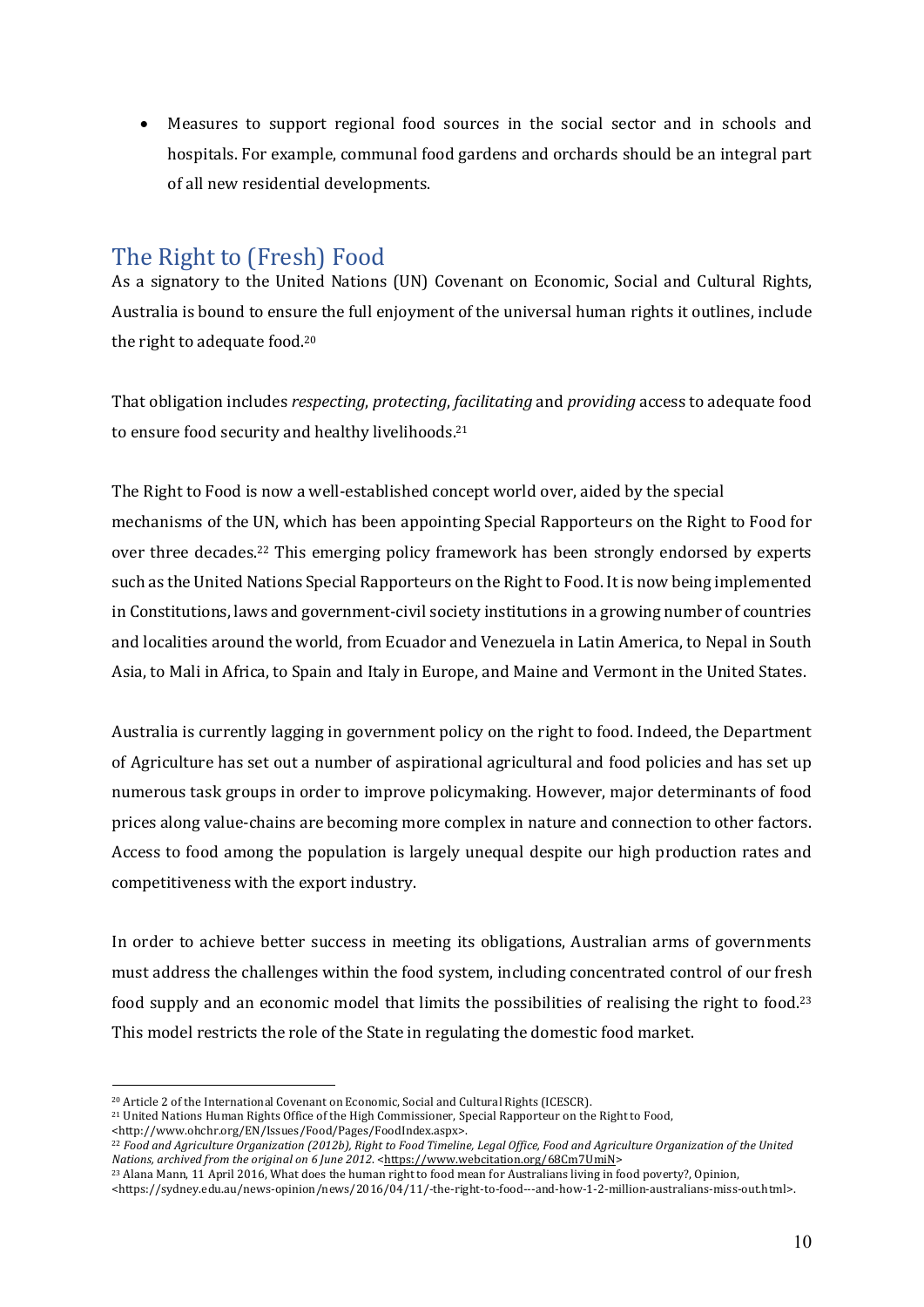- Measures to support regional food sources in the social sector and in schools and hospitals. For example, communal food gardens and orchards should be an integral part of all new residential developments.

## The Right to (Fresh) Food

As a signatory to the United Nations (UN) Covenant on Economic, Social and Cultural Rights, Australia is bound to ensure the full enjoyment of the universal human rights it outlines, include the right to adequate food.[20]

That obligation includes *respecting*, *protecting*, *facilitating* and *providing* access to adequate food to ensure food security and healthy livelihoods.[21]

The Right to Food is now a well-established concept world over, aided by the special mechanisms of the UN, which has been appointing Special Rapporteurs on the Right to Food for over three decades.[22] This emerging policy framework has been strongly endorsed by experts such as the United Nations Special Rapporteurs on the Right to Food. It is now being implemented in Constitutions, laws and government-civil society institutions in a growing number of countries and localities around the world, from Ecuador and Venezuela in Latin America, to Nepal in South Asia, to Mali in Africa, to Spain and Italy in Europe, and Maine and Vermont in the United States.

Australia is currently lagging in government policy on the right to food. Indeed, the Department of Agriculture has set out a number of aspirational agricultural and food policies and has set up numerous task groups in order to improve policymaking. However, major determinants of food prices along value-chains are becoming more complex in nature and connection to other factors. Access to food among the population is largely unequal despite our high production rates and competitiveness with the export industry.

In order to achieve better success in meeting its obligations, Australian arms of governments must address the challenges within the food system, including concentrated control of our fresh food supply and an economic model that limits the possibilities of realising the right to food.[23] This model restricts the role of the State in regulating the domestic food market.

---

[20] Article 2 of the International Covenant on Economic, Social and Cultural Rights (ICESCR).

[21] United Nations Human Rights Office of the High Commissioner, Special Rapporteur on the Right to Food, <http://www.ohchr.org/EN/Issues/Food/Pages/FoodIndex.aspx>.

[22] *Food and Agriculture Organization (2012b), Right to Food Timeline, Legal Office, Food and Agriculture Organization of the United Nations, archived from the original on 6 June 2012.* <https://www.webcitation.org/68Cm7UmiN>

[23] Alana Mann, 11 April 2016, What does the human right to food mean for Australians living in food poverty?, Opinion, <https://sydney.edu.au/news-opinion/news/2016/04/11/-the-right-to-food---and-how-1-2-million-australians-miss-out.html>.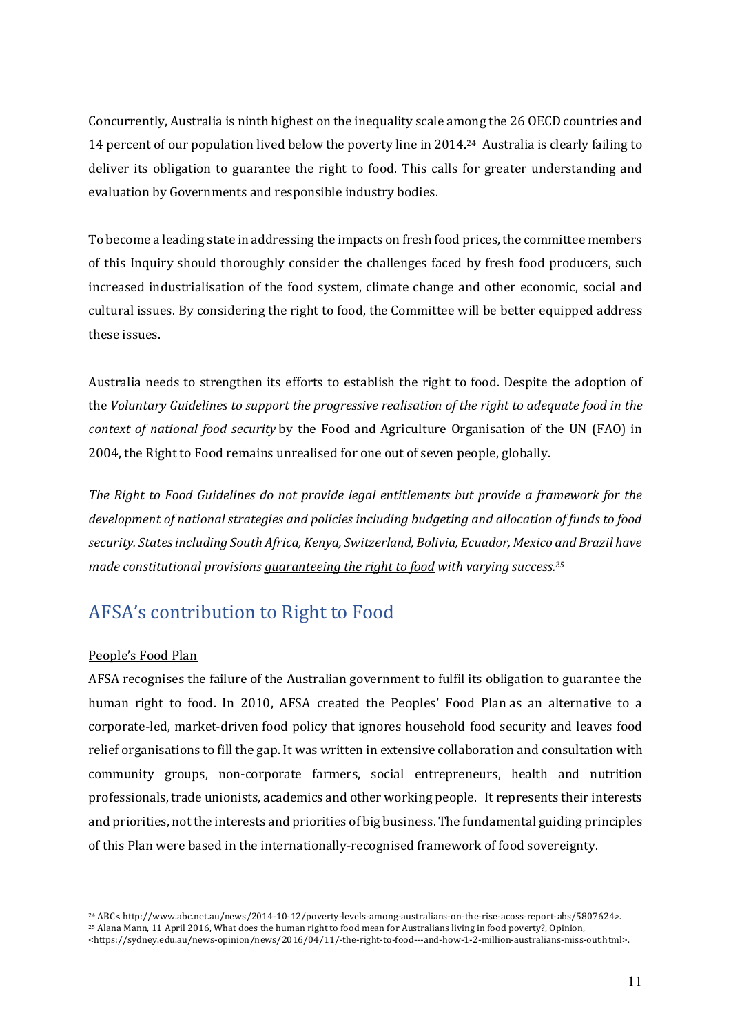Concurrently, Australia is ninth highest on the inequality scale among the 26 OECD countries and 14 percent of our population lived below the poverty line in 2014.[24] Australia is clearly failing to deliver its obligation to guarantee the right to food. This calls for greater understanding and evaluation by Governments and responsible industry bodies.

To become a leading state in addressing the impacts on fresh food prices, the committee members of this Inquiry should thoroughly consider the challenges faced by fresh food producers, such increased industrialisation of the food system, climate change and other economic, social and cultural issues. By considering the right to food, the Committee will be better equipped address these issues.

Australia needs to strengthen its efforts to establish the right to food. Despite the adoption of the *Voluntary Guidelines to support the progressive realisation of the right to adequate food in the context of national food security* by the Food and Agriculture Organisation of the UN (FAO) in 2004, the Right to Food remains unrealised for one out of seven people, globally.

*The Right to Food Guidelines do not provide legal entitlements but provide a framework for the development of national strategies and policies including budgeting and allocation of funds to food security. States including South Africa, Kenya, Switzerland, Bolivia, Ecuador, Mexico and Brazil have made constitutional provisions guaranteeing the right to food with varying success.*[25]

## AFSA's contribution to Right to Food

People's Food Plan

AFSA recognises the failure of the Australian government to fulfil its obligation to guarantee the human right to food. In 2010, AFSA created the Peoples' Food Plan as an alternative to a corporate-led, market-driven food policy that ignores household food security and leaves food relief organisations to fill the gap. It was written in extensive collaboration and consultation with community groups, non-corporate farmers, social entrepreneurs, health and nutrition professionals, trade unionists, academics and other working people. It represents their interests and priorities, not the interests and priorities of big business. The fundamental guiding principles of this Plan were based in the internationally-recognised framework of food sovereignty.

---

[24] ABC< http://www.abc.net.au/news/2014-10-12/poverty-levels-among-australians-on-the-rise-acoss-report-abs/5807624>.

[25] Alana Mann, 11 April 2016, What does the human right to food mean for Australians living in food poverty?, Opinion, <https://sydney.edu.au/news-opinion/news/2016/04/11/-the-right-to-food---and-how-1-2-million-australians-miss-out.html>.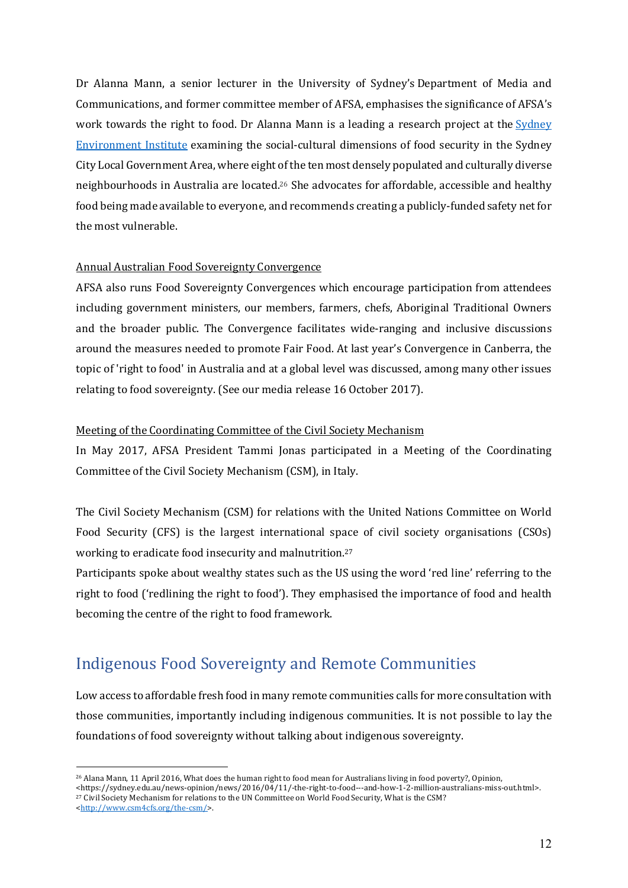Dr Alanna Mann, a senior lecturer in the University of Sydney's Department of Media and Communications, and former committee member of AFSA, emphasises the significance of AFSA's work towards the right to food. Dr Alanna Mann is a leading a research project at the [Sydney Environment Institute](#) examining the social-cultural dimensions of food security in the Sydney City Local Government Area, where eight of the ten most densely populated and culturally diverse neighbourhoods in Australia are located.[26] She advocates for affordable, accessible and healthy food being made available to everyone, and recommends creating a publicly-funded safety net for the most vulnerable.

<u>Annual Australian Food Sovereignty Convergence</u>

AFSA also runs Food Sovereignty Convergences which encourage participation from attendees including government ministers, our members, farmers, chefs, Aboriginal Traditional Owners and the broader public. The Convergence facilitates wide-ranging and inclusive discussions around the measures needed to promote Fair Food. At last year's Convergence in Canberra, the topic of 'right to food' in Australia and at a global level was discussed, among many other issues relating to food sovereignty. (See our media release 16 October 2017).

<u>Meeting of the Coordinating Committee of the Civil Society Mechanism</u>

In May 2017, AFSA President Tammi Jonas participated in a Meeting of the Coordinating Committee of the Civil Society Mechanism (CSM), in Italy.

The Civil Society Mechanism (CSM) for relations with the United Nations Committee on World Food Security (CFS) is the largest international space of civil society organisations (CSOs) working to eradicate food insecurity and malnutrition.[27]

Participants spoke about wealthy states such as the US using the word 'red line' referring to the right to food ('redlining the right to food'). They emphasised the importance of food and health becoming the centre of the right to food framework.

## Indigenous Food Sovereignty and Remote Communities

Low access to affordable fresh food in many remote communities calls for more consultation with those communities, importantly including indigenous communities. It is not possible to lay the foundations of food sovereignty without talking about indigenous sovereignty.

---

[26] Alana Mann, 11 April 2016, What does the human right to food mean for Australians living in food poverty?, Opinion, <https://sydney.edu.au/news-opinion/news/2016/04/11/-the-right-to-food---and-how-1-2-million-australians-miss-out.html>.

[27] Civil Society Mechanism for relations to the UN Committee on World Food Security, What is the CSM? <http://www.csm4cfs.org/the-csm/>.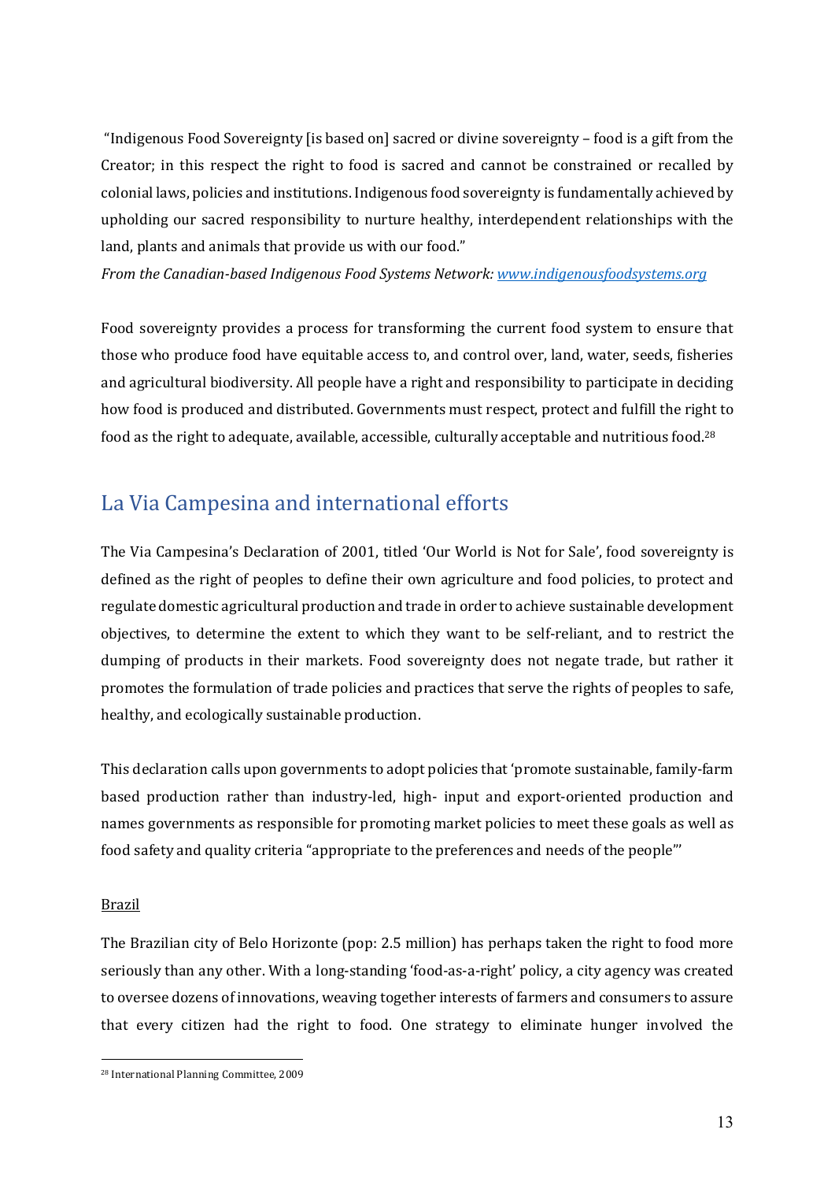"Indigenous Food Sovereignty [is based on] sacred or divine sovereignty – food is a gift from the Creator; in this respect the right to food is sacred and cannot be constrained or recalled by colonial laws, policies and institutions. Indigenous food sovereignty is fundamentally achieved by upholding our sacred responsibility to nurture healthy, interdependent relationships with the land, plants and animals that provide us with our food."

*From the Canadian-based Indigenous Food Systems Network: [www.indigenousfoodsystems.org](http://www.indigenousfoodsystems.org)*

Food sovereignty provides a process for transforming the current food system to ensure that those who produce food have equitable access to, and control over, land, water, seeds, fisheries and agricultural biodiversity. All people have a right and responsibility to participate in deciding how food is produced and distributed. Governments must respect, protect and fulfill the right to food as the right to adequate, available, accessible, culturally acceptable and nutritious food.[28]

## La Via Campesina and international efforts

The Via Campesina's Declaration of 2001, titled 'Our World is Not for Sale', food sovereignty is defined as the right of peoples to define their own agriculture and food policies, to protect and regulate domestic agricultural production and trade in order to achieve sustainable development objectives, to determine the extent to which they want to be self-reliant, and to restrict the dumping of products in their markets. Food sovereignty does not negate trade, but rather it promotes the formulation of trade policies and practices that serve the rights of peoples to safe, healthy, and ecologically sustainable production.

This declaration calls upon governments to adopt policies that 'promote sustainable, family-farm based production rather than industry-led, high- input and export-oriented production and names governments as responsible for promoting market policies to meet these goals as well as food safety and quality criteria "appropriate to the preferences and needs of the people"'

### Brazil

The Brazilian city of Belo Horizonte (pop: 2.5 million) has perhaps taken the right to food more seriously than any other. With a long-standing 'food-as-a-right' policy, a city agency was created to oversee dozens of innovations, weaving together interests of farmers and consumers to assure that every citizen had the right to food. One strategy to eliminate hunger involved the

[28] International Planning Committee, 2009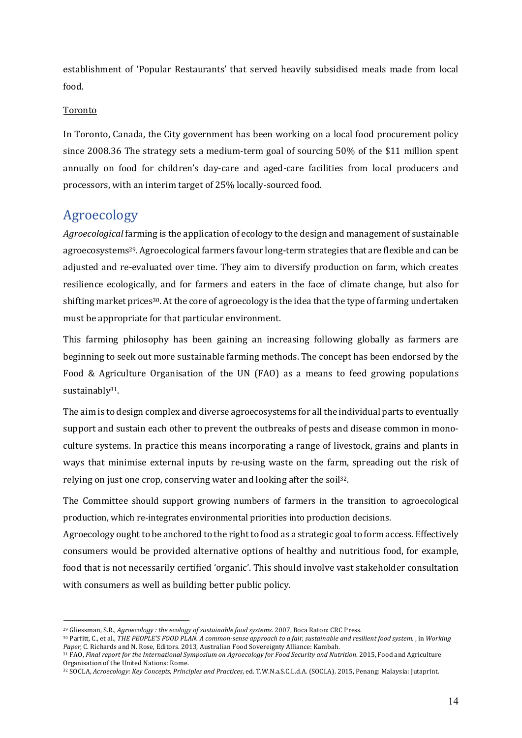establishment of 'Popular Restaurants' that served heavily subsidised meals made from local food.

Toronto

In Toronto, Canada, the City government has been working on a local food procurement policy since 2008.36 The strategy sets a medium-term goal of sourcing 50% of the $11 million spent annually on food for children's day-care and aged-care facilities from local producers and processors, with an interim target of 25% locally-sourced food.

## Agroecology

*Agroecological* farming is the application of ecology to the design and management of sustainable agroecosystems[29]. Agroecological farmers favour long-term strategies that are flexible and can be adjusted and re-evaluated over time. They aim to diversify production on farm, which creates resilience ecologically, and for farmers and eaters in the face of climate change, but also for shifting market prices[30]. At the core of agroecology is the idea that the type of farming undertaken must be appropriate for that particular environment.

This farming philosophy has been gaining an increasing following globally as farmers are beginning to seek out more sustainable farming methods. The concept has been endorsed by the Food & Agriculture Organisation of the UN (FAO) as a means to feed growing populations sustainably[31].

The aim is to design complex and diverse agroecosystems for all the individual parts to eventually support and sustain each other to prevent the outbreaks of pests and disease common in mono-culture systems. In practice this means incorporating a range of livestock, grains and plants in ways that minimise external inputs by re-using waste on the farm, spreading out the risk of relying on just one crop, conserving water and looking after the soil[32].

The Committee should support growing numbers of farmers in the transition to agroecological production, which re-integrates environmental priorities into production decisions.

Agroecology ought to be anchored to the right to food as a strategic goal to form access. Effectively consumers would be provided alternative options of healthy and nutritious food, for example, food that is not necessarily certified 'organic'. This should involve vast stakeholder consultation with consumers as well as building better public policy.

---

[29] Gliessman, S.R., *Agroecology : the ecology of sustainable food systems*. 2007, Boca Raton: CRC Press.

[30] Parfitt, C., et al., *THE PEOPLE'S FOOD PLAN. A common-sense approach to a fair, sustainable and resilient food system.* , in *Working Paper*, C. Richards and N. Rose, Editors. 2013, Australian Food Sovereignty Alliance: Kambah.

[31] FAO, *Final report for the International Symposium on Agroecology for Food Security and Nutrition*. 2015, Food and Agriculture Organisation of the United Nations: Rome.

[32] SOCLA, *Acroecology: Key Concepts, Principles and Practices*, ed. T.W.N.a.S.C.L.d.A. (SOCLA). 2015, Penang: Malaysia: Jutaprint.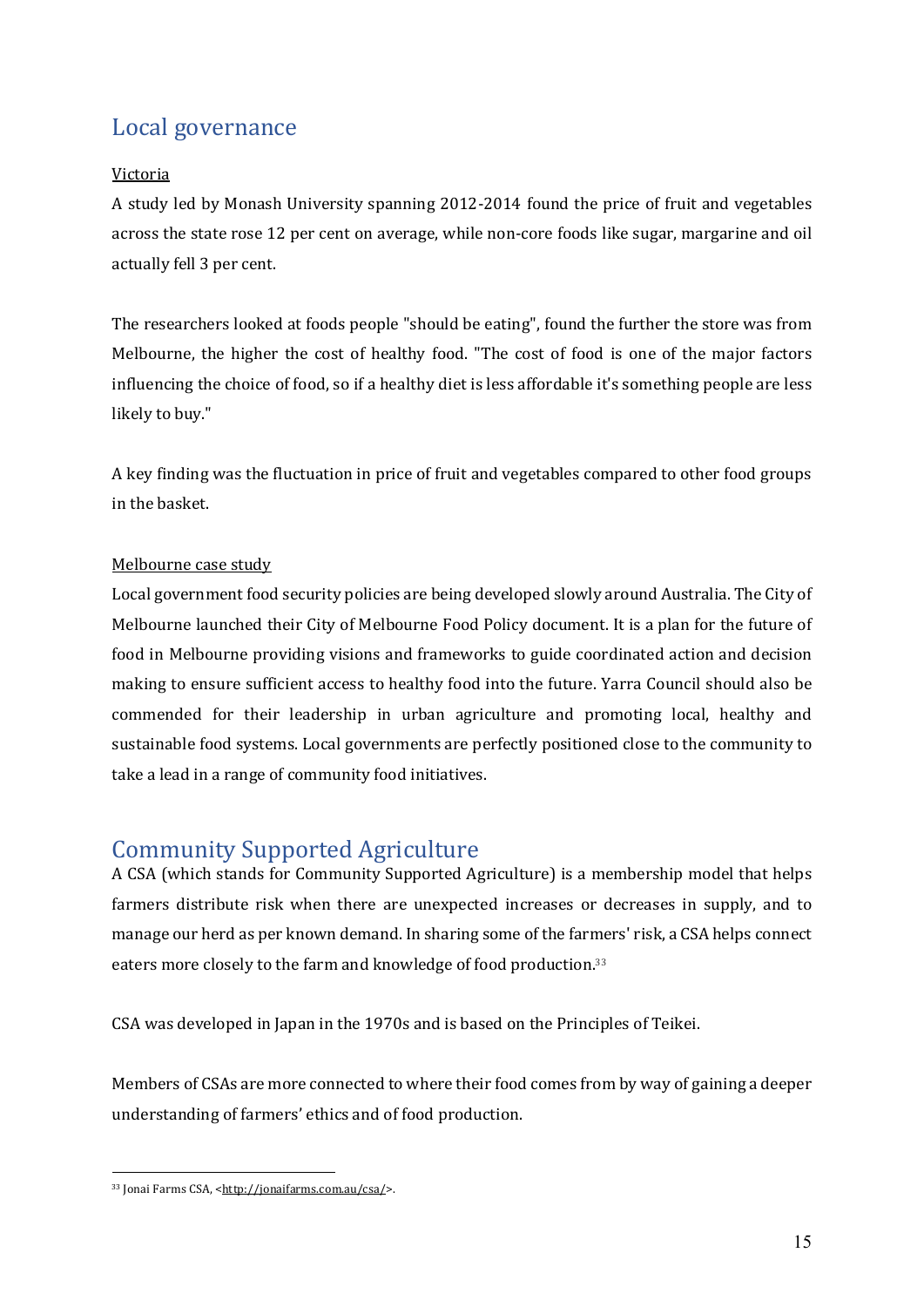## Local governance

Victoria

A study led by Monash University spanning 2012-2014 found the price of fruit and vegetables across the state rose 12 per cent on average, while non-core foods like sugar, margarine and oil actually fell 3 per cent.

The researchers looked at foods people "should be eating", found the further the store was from Melbourne, the higher the cost of healthy food. "The cost of food is one of the major factors influencing the choice of food, so if a healthy diet is less affordable it's something people are less likely to buy."

A key finding was the fluctuation in price of fruit and vegetables compared to other food groups in the basket.

Melbourne case study

Local government food security policies are being developed slowly around Australia. The City of Melbourne launched their City of Melbourne Food Policy document. It is a plan for the future of food in Melbourne providing visions and frameworks to guide coordinated action and decision making to ensure sufficient access to healthy food into the future. Yarra Council should also be commended for their leadership in urban agriculture and promoting local, healthy and sustainable food systems. Local governments are perfectly positioned close to the community to take a lead in a range of community food initiatives.

## Community Supported Agriculture

A CSA (which stands for Community Supported Agriculture) is a membership model that helps farmers distribute risk when there are unexpected increases or decreases in supply, and to manage our herd as per known demand. In sharing some of the farmers' risk, a CSA helps connect eaters more closely to the farm and knowledge of food production.[33]

CSA was developed in Japan in the 1970s and is based on the Principles of Teikei.

Members of CSAs are more connected to where their food comes from by way of gaining a deeper understanding of farmers' ethics and of food production.

[33] Jonai Farms CSA, <http://jonaifarms.com.au/csa/>.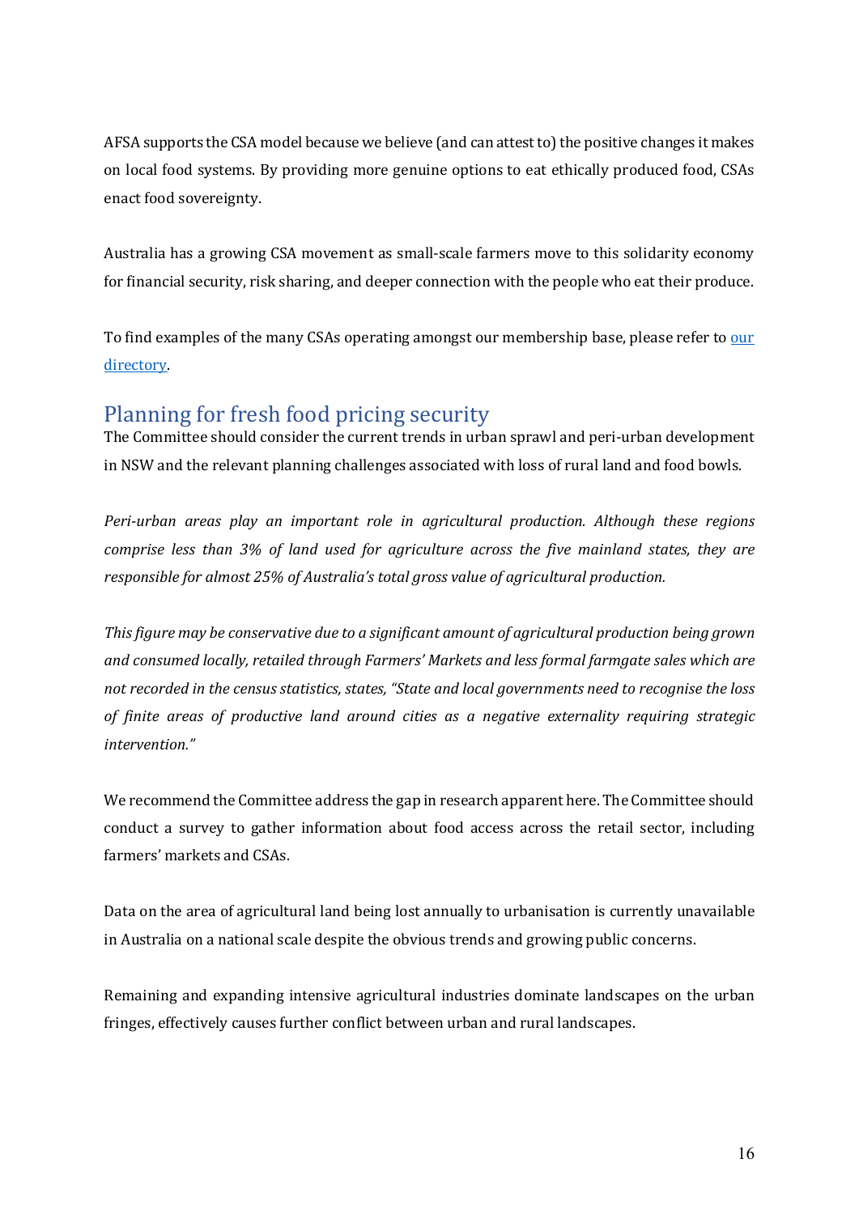AFSA supports the CSA model because we believe (and can attest to) the positive changes it makes on local food systems. By providing more genuine options to eat ethically produced food, CSAs enact food sovereignty.

Australia has a growing CSA movement as small-scale farmers move to this solidarity economy for financial security, risk sharing, and deeper connection with the people who eat their produce.

To find examples of the many CSAs operating amongst our membership base, please refer to [our directory](#).

## Planning for fresh food pricing security

The Committee should consider the current trends in urban sprawl and peri-urban development in NSW and the relevant planning challenges associated with loss of rural land and food bowls.

*Peri-urban areas play an important role in agricultural production. Although these regions comprise less than 3% of land used for agriculture across the five mainland states, they are responsible for almost 25% of Australia's total gross value of agricultural production.*

*This figure may be conservative due to a significant amount of agricultural production being grown and consumed locally, retailed through Farmers' Markets and less formal farmgate sales which are not recorded in the census statistics, states, "State and local governments need to recognise the loss of finite areas of productive land around cities as a negative externality requiring strategic intervention."*

We recommend the Committee address the gap in research apparent here. The Committee should conduct a survey to gather information about food access across the retail sector, including farmers' markets and CSAs.

Data on the area of agricultural land being lost annually to urbanisation is currently unavailable in Australia on a national scale despite the obvious trends and growing public concerns.

Remaining and expanding intensive agricultural industries dominate landscapes on the urban fringes, effectively causes further conflict between urban and rural landscapes.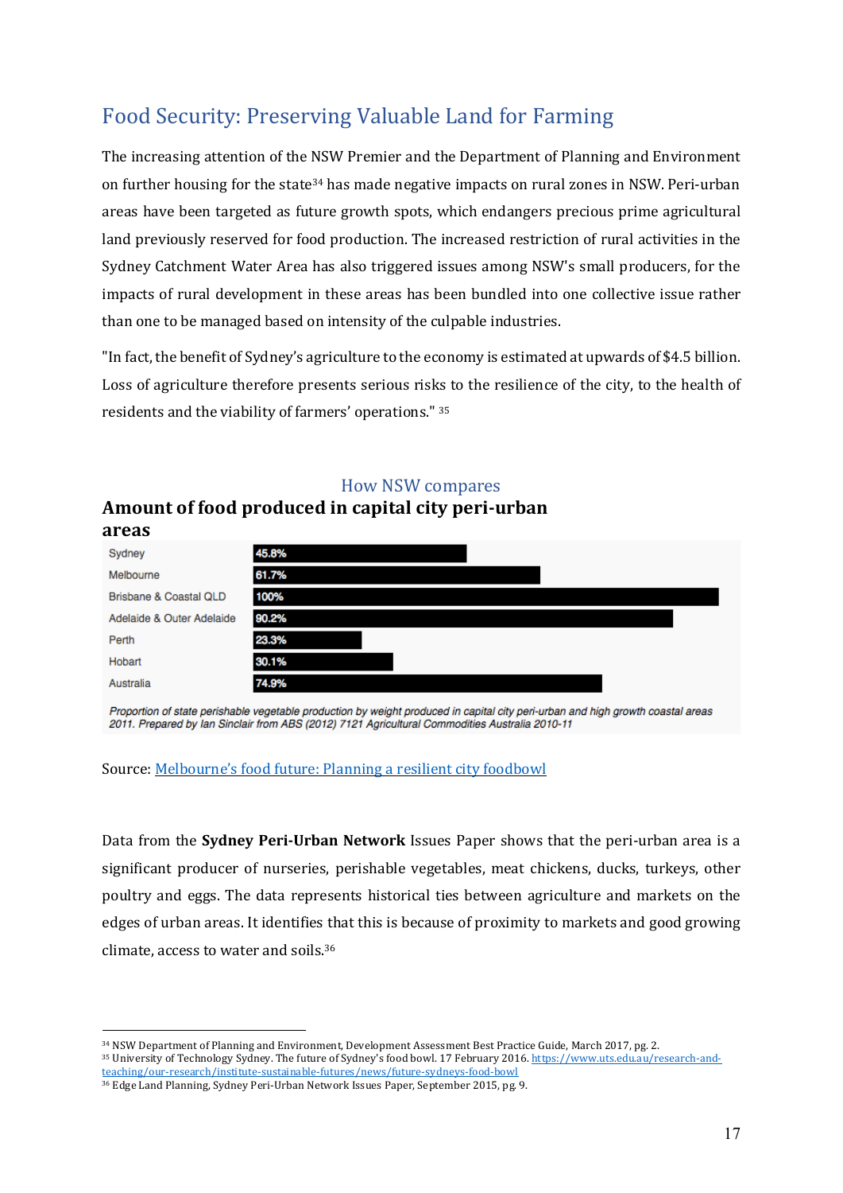## Food Security: Preserving Valuable Land for Farming

The increasing attention of the NSW Premier and the Department of Planning and Environment on further housing for the state[34] has made negative impacts on rural zones in NSW. Peri-urban areas have been targeted as future growth spots, which endangers precious prime agricultural land previously reserved for food production. The increased restriction of rural activities in the Sydney Catchment Water Area has also triggered issues among NSW's small producers, for the impacts of rural development in these areas has been bundled into one collective issue rather than one to be managed based on intensity of the culpable industries.

"In fact, the benefit of Sydney's agriculture to the economy is estimated at upwards of $4.5 billion. Loss of agriculture therefore presents serious risks to the resilience of the city, to the health of residents and the viability of farmers' operations." [35]

### How NSW compares

**Amount of food produced in capital city peri-urban areas**

| Area | Proportion |
| --- | --- |
| Sydney | 45.8% |
| Melbourne | 61.7% |
| Brisbane & Coastal QLD | 100% |
| Adelaide & Outer Adelaide | 90.2% |
| Perth | 23.3% |
| Hobart | 30.1% |
| Australia | 74.9% |

*Proportion of state perishable vegetable production by weight produced in capital city peri-urban and high growth coastal areas 2011. Prepared by Ian Sinclair from ABS (2012) 7121 Agricultural Commodities Australia 2010-11*

Source: Melbourne's food future: Planning a resilient city foodbowl

Data from the **Sydney Peri-Urban Network** Issues Paper shows that the peri-urban area is a significant producer of nurseries, perishable vegetables, meat chickens, ducks, turkeys, other poultry and eggs. The data represents historical ties between agriculture and markets on the edges of urban areas. It identifies that this is because of proximity to markets and good growing climate, access to water and soils.[36]

---

[34] NSW Department of Planning and Environment, Development Assessment Best Practice Guide, March 2017, pg. 2.
[35] University of Technology Sydney. The future of Sydney's food bowl. 17 February 2016. https://www.uts.edu.au/research-and-teaching/our-research/institute-sustainable-futures/news/future-sydneys-food-bowl
[36] Edge Land Planning, Sydney Peri-Urban Network Issues Paper, September 2015, pg. 9.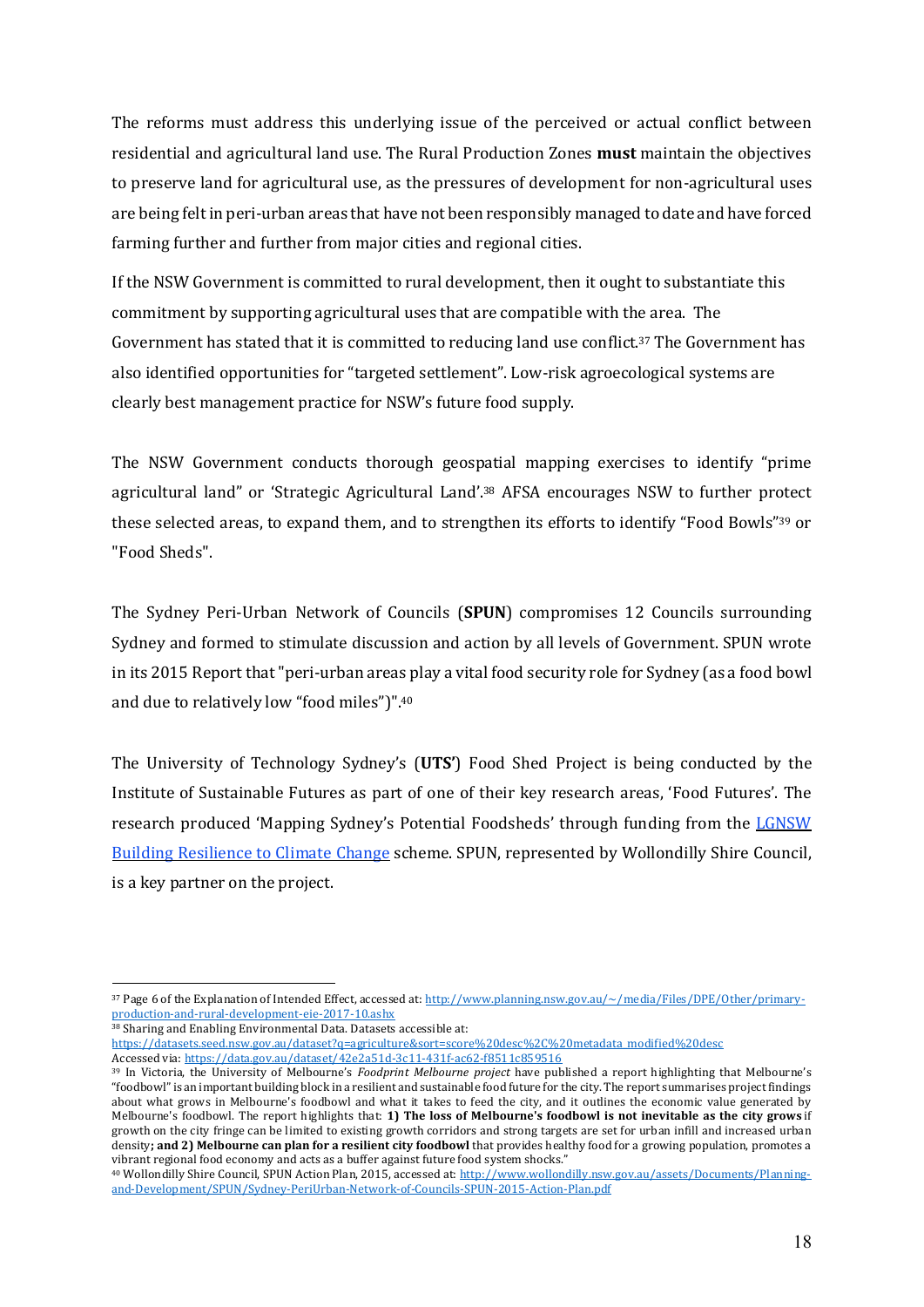The reforms must address this underlying issue of the perceived or actual conflict between residential and agricultural land use. The Rural Production Zones **must** maintain the objectives to preserve land for agricultural use, as the pressures of development for non-agricultural uses are being felt in peri-urban areas that have not been responsibly managed to date and have forced farming further and further from major cities and regional cities.

If the NSW Government is committed to rural development, then it ought to substantiate this commitment by supporting agricultural uses that are compatible with the area. The Government has stated that it is committed to reducing land use conflict.[37] The Government has also identified opportunities for "targeted settlement". Low-risk agroecological systems are clearly best management practice for NSW's future food supply.

The NSW Government conducts thorough geospatial mapping exercises to identify "prime agricultural land" or 'Strategic Agricultural Land'.[38] AFSA encourages NSW to further protect these selected areas, to expand them, and to strengthen its efforts to identify "Food Bowls"[39] or "Food Sheds".

The Sydney Peri-Urban Network of Councils (**SPUN**) compromises 12 Councils surrounding Sydney and formed to stimulate discussion and action by all levels of Government. SPUN wrote in its 2015 Report that "peri-urban areas play a vital food security role for Sydney (as a food bowl and due to relatively low "food miles")".[40]

The University of Technology Sydney's (**UTS'**) Food Shed Project is being conducted by the Institute of Sustainable Futures as part of one of their key research areas, 'Food Futures'. The research produced 'Mapping Sydney's Potential Foodsheds' through funding from the [LGNSW Building Resilience to Climate Change](#) scheme. SPUN, represented by Wollondilly Shire Council, is a key partner on the project.

---

[37] Page 6 of the Explanation of Intended Effect, accessed at: http://www.planning.nsw.gov.au/~/media/Files/DPE/Other/primary-production-and-rural-development-eie-2017-10.ashx

[38] Sharing and Enabling Environmental Data. Datasets accessible at: https://datasets.seed.nsw.gov.au/dataset?q=agriculture&sort=score%20desc%2C%20metadata_modified%20desc Accessed via: https://data.gov.au/dataset/42e2a51d-3c11-431f-ac62-f8511c859516

[39] In Victoria, the University of Melbourne's *Foodprint Melbourne project* have published a report highlighting that Melbourne's "foodbowl" is an important building block in a resilient and sustainable food future for the city. The report summarises project findings about what grows in Melbourne's foodbowl and what it takes to feed the city, and it outlines the economic value generated by Melbourne's foodbowl. The report highlights that: **1) The loss of Melbourne's foodbowl is not inevitable as the city grows** if growth on the city fringe can be limited to existing growth corridors and strong targets are set for urban infill and increased urban density**; and 2) Melbourne can plan for a resilient city foodbowl** that provides healthy food for a growing population, promotes a vibrant regional food economy and acts as a buffer against future food system shocks."

[40] Wollondilly Shire Council, SPUN Action Plan, 2015, accessed at: http://www.wollondilly.nsw.gov.au/assets/Documents/Planning-and-Development/SPUN/Sydney-PeriUrban-Network-of-Councils-SPUN-2015-Action-Plan.pdf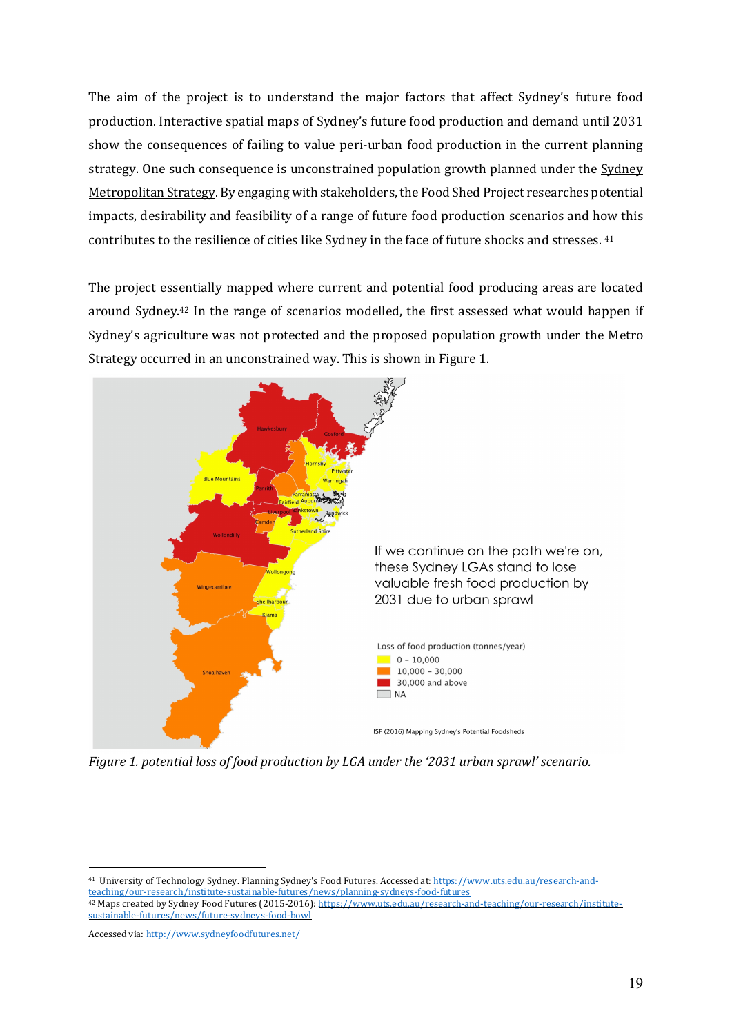The aim of the project is to understand the major factors that affect Sydney's future food production. Interactive spatial maps of Sydney's future food production and demand until 2031 show the consequences of failing to value peri-urban food production in the current planning strategy. One such consequence is unconstrained population growth planned under the Sydney Metropolitan Strategy. By engaging with stakeholders, the Food Shed Project researches potential impacts, desirability and feasibility of a range of future food production scenarios and how this contributes to the resilience of cities like Sydney in the face of future shocks and stresses. [41]

The project essentially mapped where current and potential food producing areas are located around Sydney.[42] In the range of scenarios modelled, the first assessed what would happen if Sydney's agriculture was not protected and the proposed population growth under the Metro Strategy occurred in an unconstrained way. This is shown in Figure 1.

*Figure 1. potential loss of food production by LGA under the '2031 urban sprawl' scenario.*

[41] University of Technology Sydney. Planning Sydney's Food Futures. Accessed at: https://www.uts.edu.au/research-and-teaching/our-research/institute-sustainable-futures/news/planning-sydneys-food-futures

[42] Maps created by Sydney Food Futures (2015-2016): https://www.uts.edu.au/research-and-teaching/our-research/institute-sustainable-futures/news/future-sydneys-food-bowl

Accessed via: http://www.sydneyfoodfutures.net/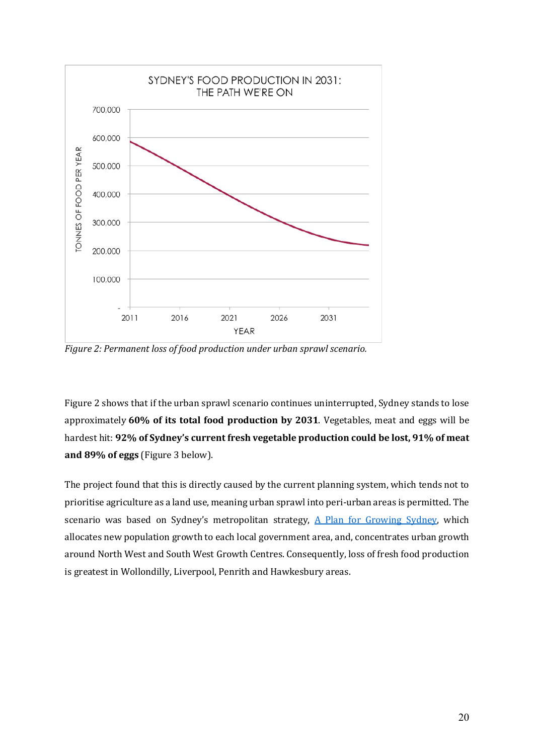*Figure 2: Permanent loss of food production under urban sprawl scenario.*

Figure 2 shows that if the urban sprawl scenario continues uninterrupted, Sydney stands to lose approximately **60% of its total food production by 2031**. Vegetables, meat and eggs will be hardest hit: **92% of Sydney's current fresh vegetable production could be lost, 91% of meat and 89% of eggs** (Figure 3 below).

The project found that this is directly caused by the current planning system, which tends not to prioritise agriculture as a land use, meaning urban sprawl into peri-urban areas is permitted. The scenario was based on Sydney's metropolitan strategy, A Plan for Growing Sydney, which allocates new population growth to each local government area, and, concentrates urban growth around North West and South West Growth Centres. Consequently, loss of fresh food production is greatest in Wollondilly, Liverpool, Penrith and Hawkesbury areas.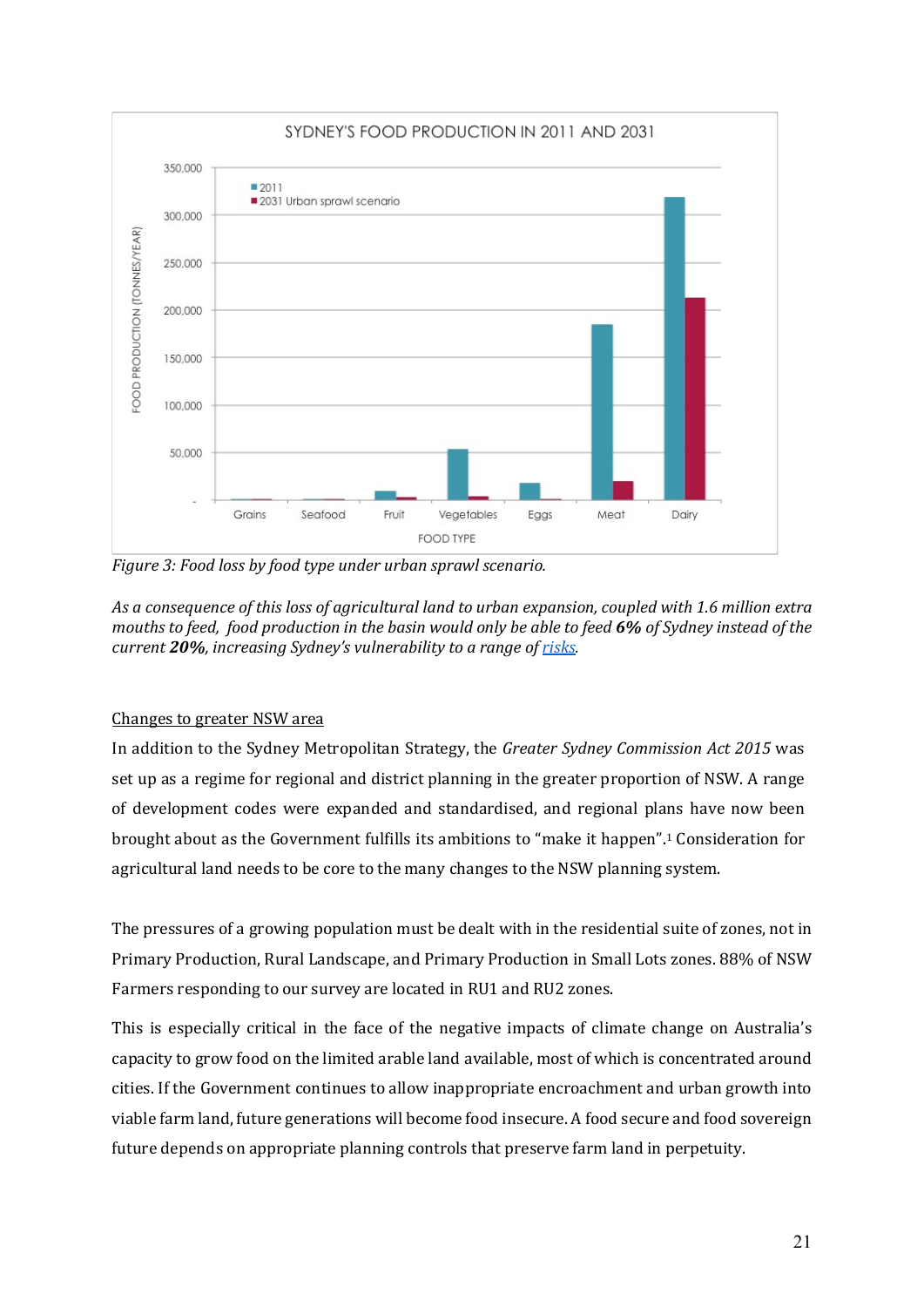*Figure 3: Food loss by food type under urban sprawl scenario.*

*As a consequence of this loss of agricultural land to urban expansion, coupled with 1.6 million extra mouths to feed, food production in the basin would only be able to feed* ***6%*** *of Sydney instead of the current* ***20%****, increasing Sydney's vulnerability to a range of* [*risks*](risks)*.*

Changes to greater NSW area

In addition to the Sydney Metropolitan Strategy, the *Greater Sydney Commission Act 2015* was set up as a regime for regional and district planning in the greater proportion of NSW. A range of development codes were expanded and standardised, and regional plans have now been brought about as the Government fulfills its ambitions to "make it happen".[1] Consideration for agricultural land needs to be core to the many changes to the NSW planning system.

The pressures of a growing population must be dealt with in the residential suite of zones, not in Primary Production, Rural Landscape, and Primary Production in Small Lots zones. 88% of NSW Farmers responding to our survey are located in RU1 and RU2 zones.

This is especially critical in the face of the negative impacts of climate change on Australia's capacity to grow food on the limited arable land available, most of which is concentrated around cities. If the Government continues to allow inappropriate encroachment and urban growth into viable farm land, future generations will become food insecure. A food secure and food sovereign future depends on appropriate planning controls that preserve farm land in perpetuity.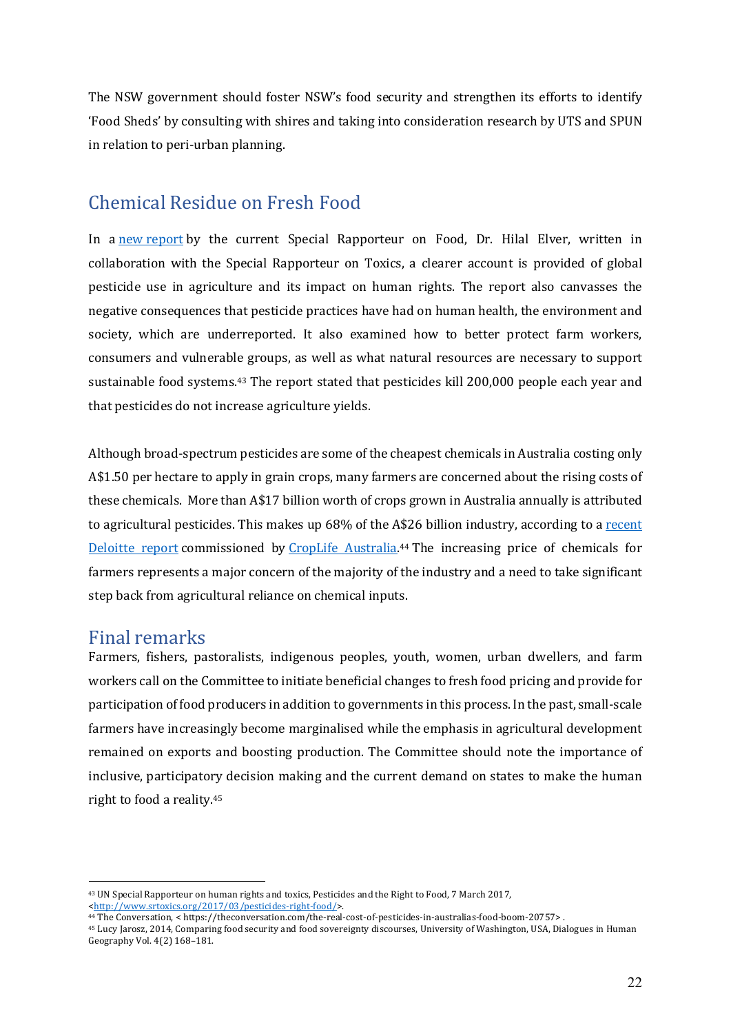The NSW government should foster NSW's food security and strengthen its efforts to identify 'Food Sheds' by consulting with shires and taking into consideration research by UTS and SPUN in relation to peri-urban planning.

## Chemical Residue on Fresh Food

In a new report by the current Special Rapporteur on Food, Dr. Hilal Elver, written in collaboration with the Special Rapporteur on Toxics, a clearer account is provided of global pesticide use in agriculture and its impact on human rights. The report also canvasses the negative consequences that pesticide practices have had on human health, the environment and society, which are underreported. It also examined how to better protect farm workers, consumers and vulnerable groups, as well as what natural resources are necessary to support sustainable food systems.[43] The report stated that pesticides kill 200,000 people each year and that pesticides do not increase agriculture yields.

Although broad-spectrum pesticides are some of the cheapest chemicals in Australia costing only A$1.50 per hectare to apply in grain crops, many farmers are concerned about the rising costs of these chemicals. More than A$17 billion worth of crops grown in Australia annually is attributed to agricultural pesticides. This makes up 68% of the A$26 billion industry, according to a recent Deloitte report commissioned by CropLife Australia.[44] The increasing price of chemicals for farmers represents a major concern of the majority of the industry and a need to take significant step back from agricultural reliance on chemical inputs.

## Final remarks

Farmers, fishers, pastoralists, indigenous peoples, youth, women, urban dwellers, and farm workers call on the Committee to initiate beneficial changes to fresh food pricing and provide for participation of food producers in addition to governments in this process. In the past, small-scale farmers have increasingly become marginalised while the emphasis in agricultural development remained on exports and boosting production. The Committee should note the importance of inclusive, participatory decision making and the current demand on states to make the human right to food a reality.[45]

---

[43] UN Special Rapporteur on human rights and toxics, Pesticides and the Right to Food, 7 March 2017, <http://www.srtoxics.org/2017/03/pesticides-right-food/>.

[44] The Conversation, < https://theconversation.com/the-real-cost-of-pesticides-in-australias-food-boom-20757> .

[45] Lucy Jarosz, 2014, Comparing food security and food sovereignty discourses, University of Washington, USA, Dialogues in Human Geography Vol. 4(2) 168–181.